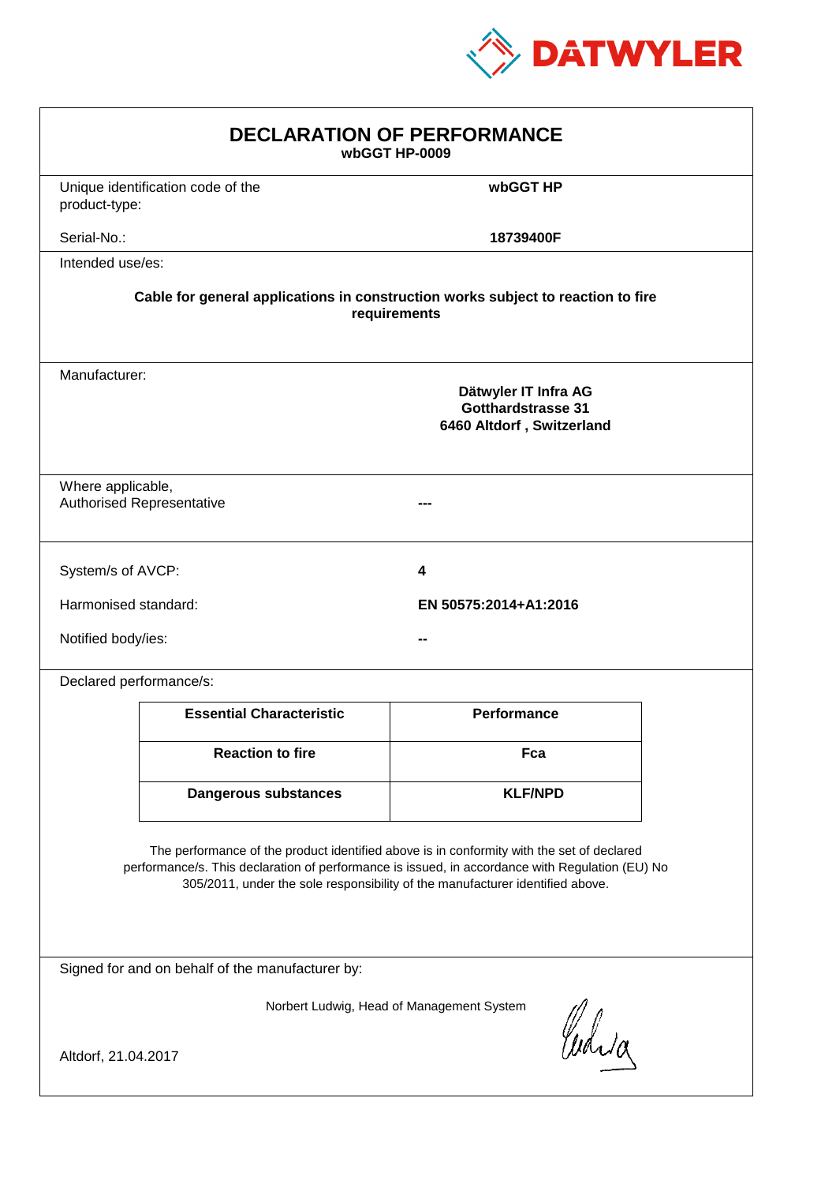DATWYLER

# DECLARATION OF PERFORMANCE

**wbGGT HP-0009**

Unique identification code of the product-type: **wbGGT HP**

Serial-No.: **18739400F**

Intended use/es:

**Cable for general applications in construction works subject to reaction to fire requirements**

Manufacturer:

**Dätwyler IT Infra AG**
**Gotthardstrasse 31**
**6460 Altdorf , Switzerland**

Where applicable,
Authorised Representative: **---**

System/s of AVCP: **4**

Harmonised standard: **EN 50575:2014+A1:2016**

Notified body/ies: **--**

Declared performance/s:

| Essential Characteristic | Performance |
|---|---|
| **Reaction to fire** | **Fca** |
| **Dangerous substances** | **KLF/NPD** |

The performance of the product identified above is in conformity with the set of declared performance/s. This declaration of performance is issued, in accordance with Regulation (EU) No 305/2011, under the sole responsibility of the manufacturer identified above.

Signed for and on behalf of the manufacturer by:

Norbert Ludwig, Head of Management System

Altdorf, 21.04.2017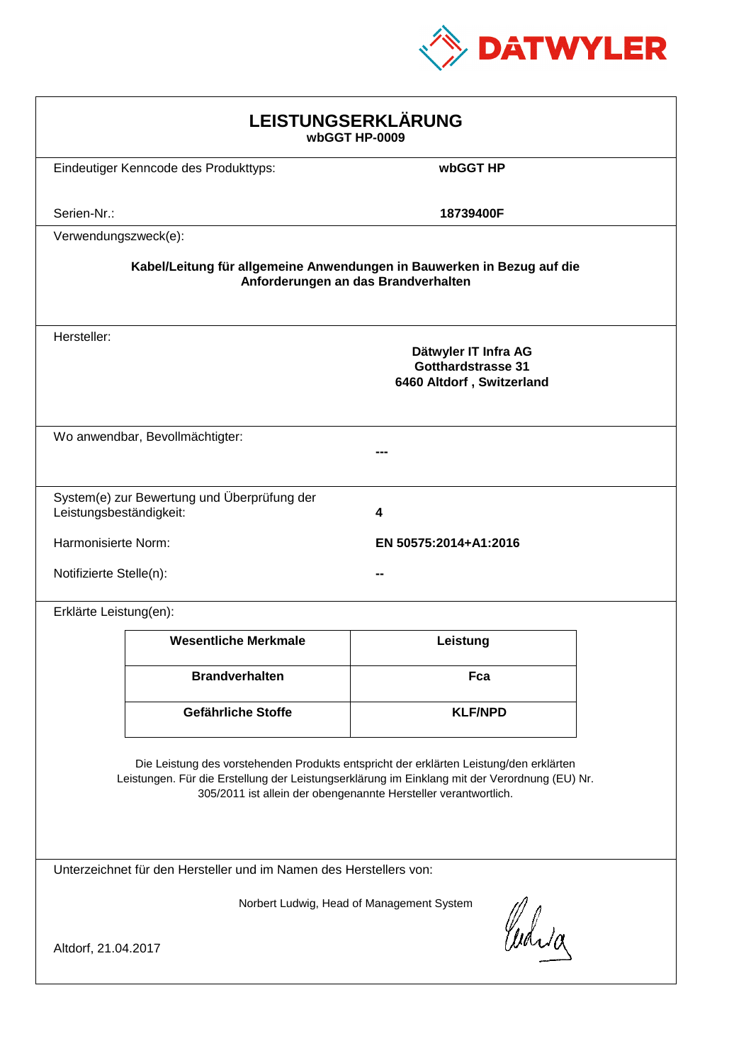# LEISTUNGSERKLÄRUNG

**wbGGT HP-0009**

Eindeutiger Kenncode des Produkttyps: **wbGGT HP**

Serien-Nr.: **18739400F**

Verwendungszweck(e):

**Kabel/Leitung für allgemeine Anwendungen in Bauwerken in Bezug auf die Anforderungen an das Brandverhalten**

Hersteller:

**Dätwyler IT Infra AG**
**Gotthardstrasse 31**
**6460 Altdorf , Switzerland**

Wo anwendbar, Bevollmächtigter: **---**

System(e) zur Bewertung und Überprüfung der Leistungsbeständigkeit: **4**

Harmonisierte Norm: **EN 50575:2014+A1:2016**

Notifizierte Stelle(n): **--**

Erklärte Leistung(en):

| Wesentliche Merkmale | Leistung |
|---|---|
| **Brandverhalten** | **Fca** |
| **Gefährliche Stoffe** | **KLF/NPD** |

Die Leistung des vorstehenden Produkts entspricht der erklärten Leistung/den erklärten Leistungen. Für die Erstellung der Leistungserklärung im Einklang mit der Verordnung (EU) Nr. 305/2011 ist allein der obengenannte Hersteller verantwortlich.

Unterzeichnet für den Hersteller und im Namen des Herstellers von:

Norbert Ludwig, Head of Management System

Altdorf, 21.04.2017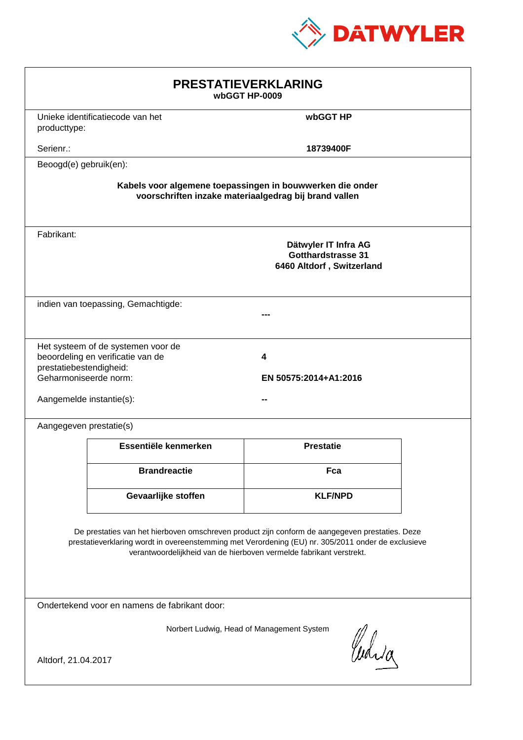DATWYLER

# PRESTATIEVERKLARING

**wbGGT HP-0009**

Unieke identificatiecode van het producttype: **wbGGT HP**

Serienr.: **18739400F**

Beoogd(e) gebruik(en):

**Kabels voor algemene toepassingen in bouwwerken die onder voorschriften inzake materiaalgedrag bij brand vallen**

Fabrikant:

**Dätwyler IT Infra AG**
**Gotthardstrasse 31**
**6460 Altdorf , Switzerland**

indien van toepassing, Gemachtigde: **---**

Het systeem of de systemen voor de beoordeling en verificatie van de prestatiebestendigheid: **4**

Geharmoniseerde norm: **EN 50575:2014+A1:2016**

Aangemelde instantie(s): **--**

Aangegeven prestatie(s)

| Essentiële kenmerken | Prestatie |
|---|---|
| **Brandreactie** | **Fca** |
| **Gevaarlijke stoffen** | **KLF/NPD** |

De prestaties van het hierboven omschreven product zijn conform de aangegeven prestaties. Deze prestatieverklaring wordt in overeenstemming met Verordening (EU) nr. 305/2011 onder de exclusieve verantwoordelijkheid van de hierboven vermelde fabrikant verstrekt.

Ondertekend voor en namens de fabrikant door:

Norbert Ludwig, Head of Management System

Altdorf, 21.04.2017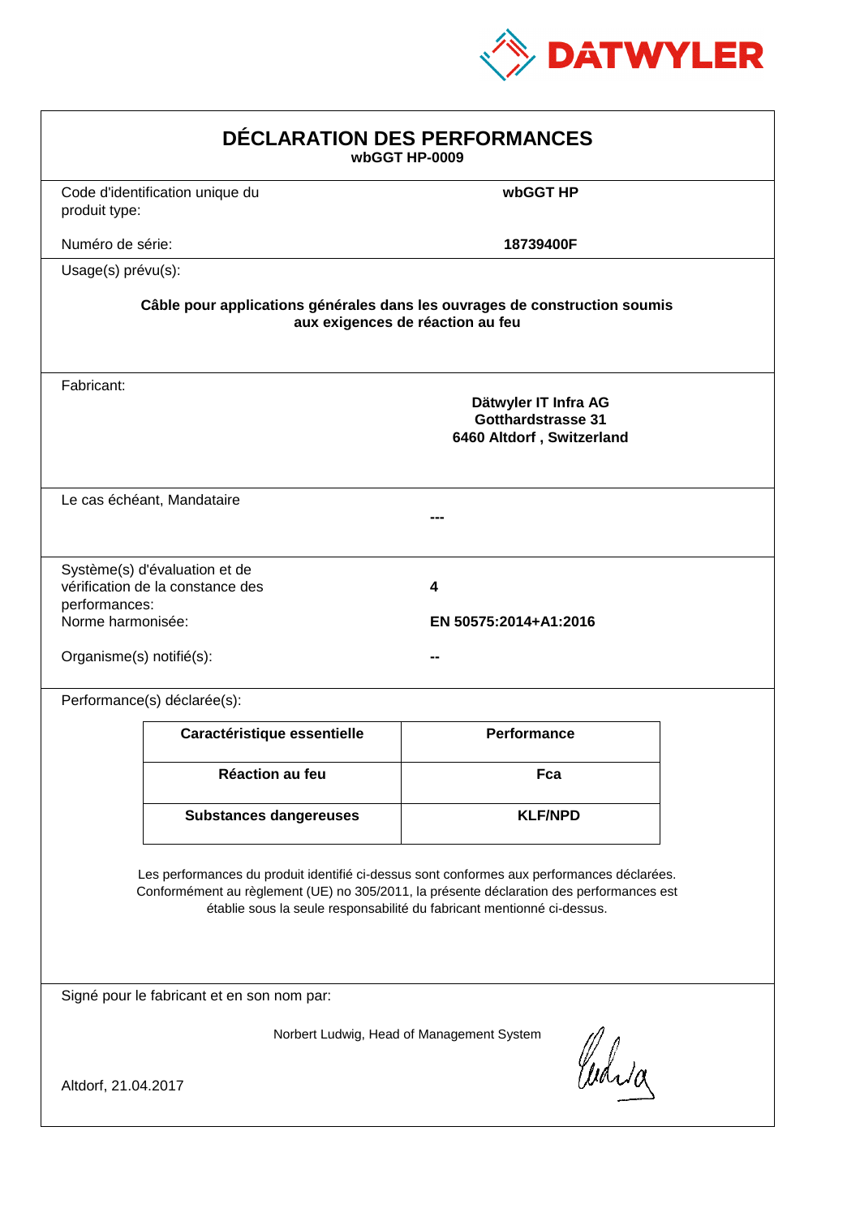DATWYLER

# DÉCLARATION DES PERFORMANCES

**wbGGT HP-0009**

Code d'identification unique du produit type: **wbGGT HP**

Numéro de série: **18739400F**

Usage(s) prévu(s):

**Câble pour applications générales dans les ouvrages de construction soumis aux exigences de réaction au feu**

Fabricant:

**Dätwyler IT Infra AG**
**Gotthardstrasse 31**
**6460 Altdorf , Switzerland**

Le cas échéant, Mandataire

**---**

Système(s) d'évaluation et de vérification de la constance des performances: **4**

Norme harmonisée: **EN 50575:2014+A1:2016**

Organisme(s) notifié(s): **--**

Performance(s) déclarée(s):

| Caractéristique essentielle | Performance |
|---|---|
| **Réaction au feu** | **Fca** |
| **Substances dangereuses** | **KLF/NPD** |

Les performances du produit identifié ci-dessus sont conformes aux performances déclarées. Conformément au règlement (UE) no 305/2011, la présente déclaration des performances est établie sous la seule responsabilité du fabricant mentionné ci-dessus.

Signé pour le fabricant et en son nom par:

Norbert Ludwig, Head of Management System

Altdorf, 21.04.2017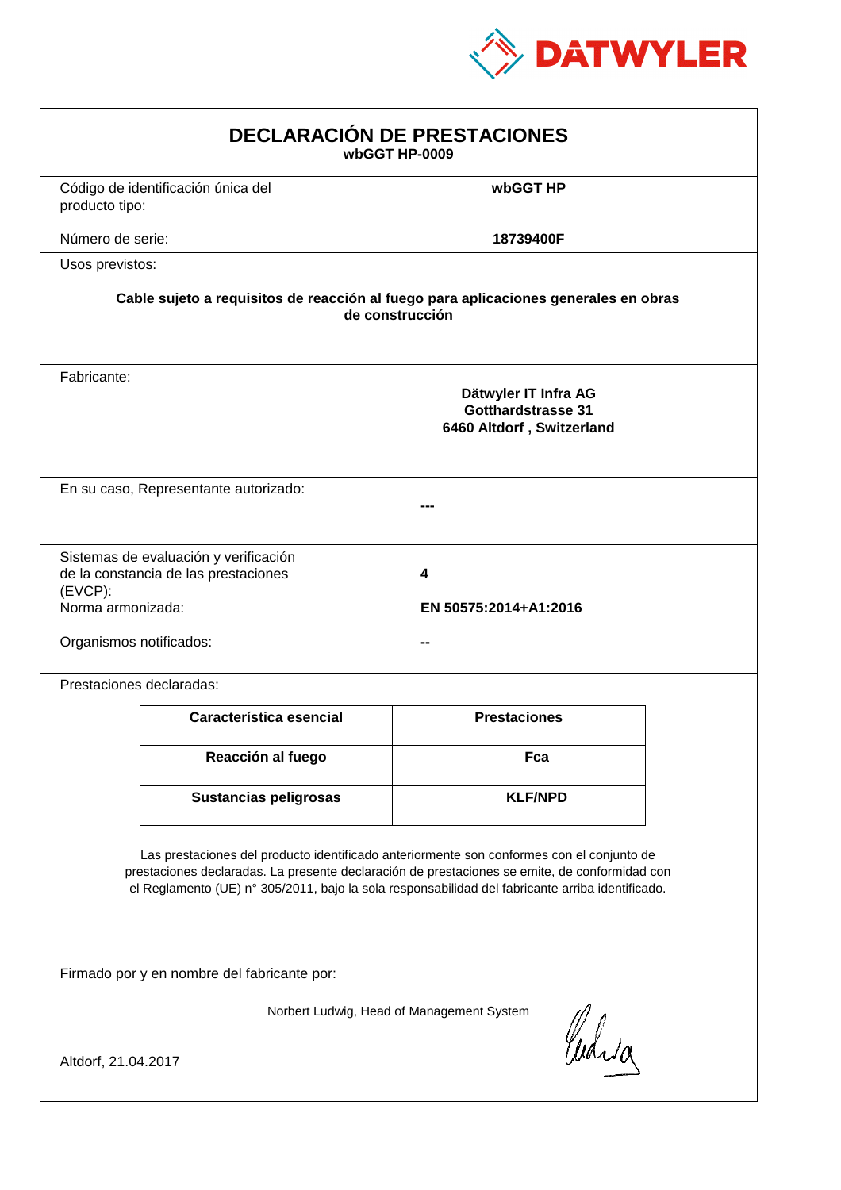DATWYLER

# DECLARACIÓN DE PRESTACIONES

**wbGGT HP-0009**

Código de identificación única del producto tipo: **wbGGT HP**

Número de serie: **18739400F**

Usos previstos:

**Cable sujeto a requisitos de reacción al fuego para aplicaciones generales en obras de construcción**

Fabricante:

**Dätwyler IT Infra AG**
**Gotthardstrasse 31**
**6460 Altdorf , Switzerland**

En su caso, Representante autorizado: **---**

Sistemas de evaluación y verificación de la constancia de las prestaciones (EVCP): **4**

Norma armonizada: **EN 50575:2014+A1:2016**

Organismos notificados: **--**

Prestaciones declaradas:

| Característica esencial | Prestaciones |
|---|---|
| **Reacción al fuego** | **Fca** |
| **Sustancias peligrosas** | **KLF/NPD** |

Las prestaciones del producto identificado anteriormente son conformes con el conjunto de prestaciones declaradas. La presente declaración de prestaciones se emite, de conformidad con el Reglamento (UE) n° 305/2011, bajo la sola responsabilidad del fabricante arriba identificado.

Firmado por y en nombre del fabricante por:

Norbert Ludwig, Head of Management System

Altdorf, 21.04.2017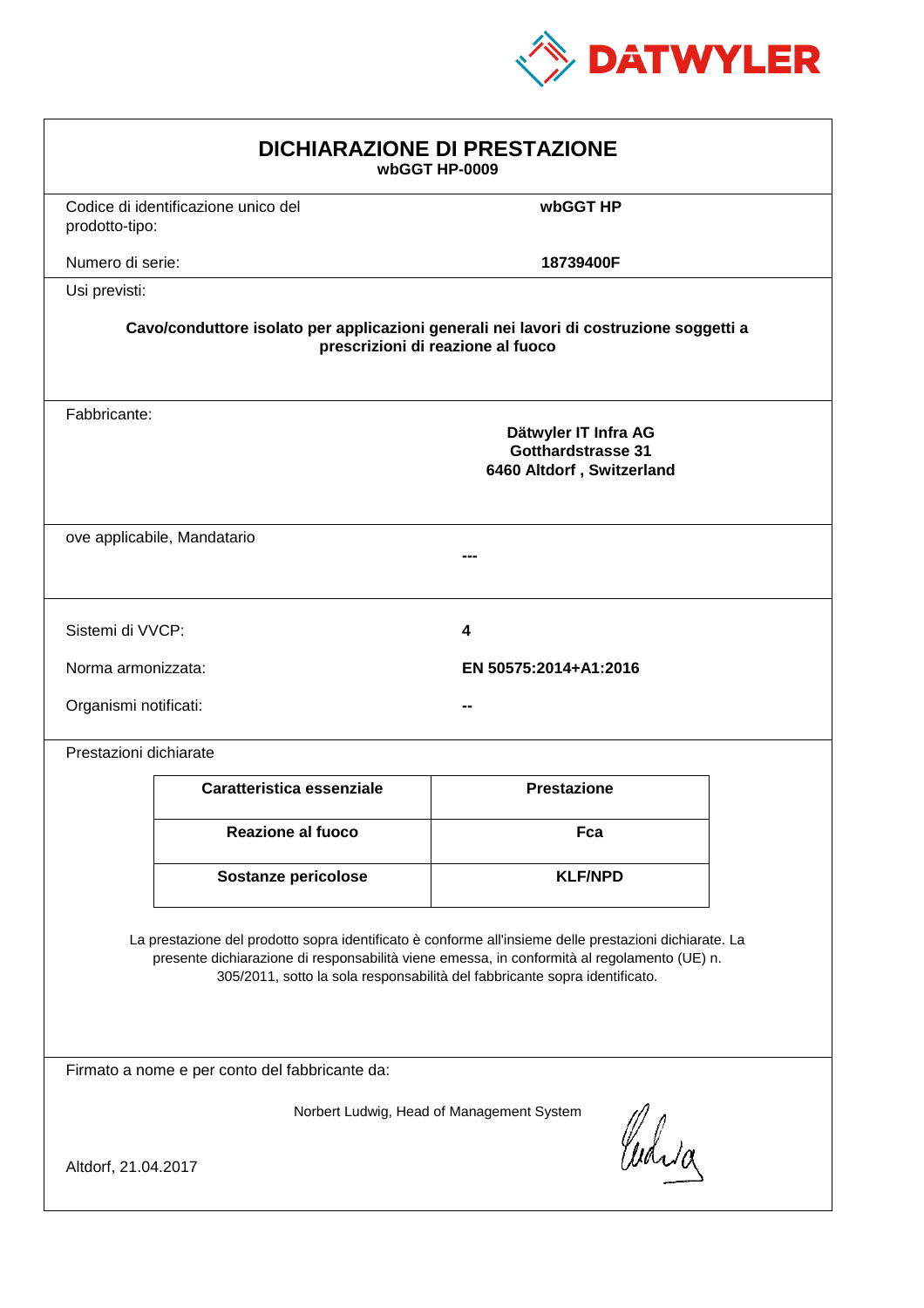DATWYLER

# DICHIARAZIONE DI PRESTAZIONE

**wbGGT HP-0009**

| | |
|---|---|
| Codice di identificazione unico del prodotto-tipo: | **wbGGT HP** |
| Numero di serie: | **18739400F** |

Usi previsti:

**Cavo/conduttore isolato per applicazioni generali nei lavori di costruzione soggetti a prescrizioni di reazione al fuoco**

Fabbricante:

**Dätwyler IT Infra AG**
**Gotthardstrasse 31**
**6460 Altdorf , Switzerland**

ove applicabile, Mandatario

**---**

| | |
|---|---|
| Sistemi di VVCP: | **4** |
| Norma armonizzata: | **EN 50575:2014+A1:2016** |
| Organismi notificati: | **--** |

Prestazioni dichiarate

| Caratteristica essenziale | Prestazione |
|---|---|
| **Reazione al fuoco** | **Fca** |
| **Sostanze pericolose** | **KLF/NPD** |

La prestazione del prodotto sopra identificato è conforme all'insieme delle prestazioni dichiarate. La presente dichiarazione di responsabilità viene emessa, in conformità al regolamento (UE) n. 305/2011, sotto la sola responsabilità del fabbricante sopra identificato.

Firmato a nome e per conto del fabbricante da:

Norbert Ludwig, Head of Management System

Altdorf, 21.04.2017